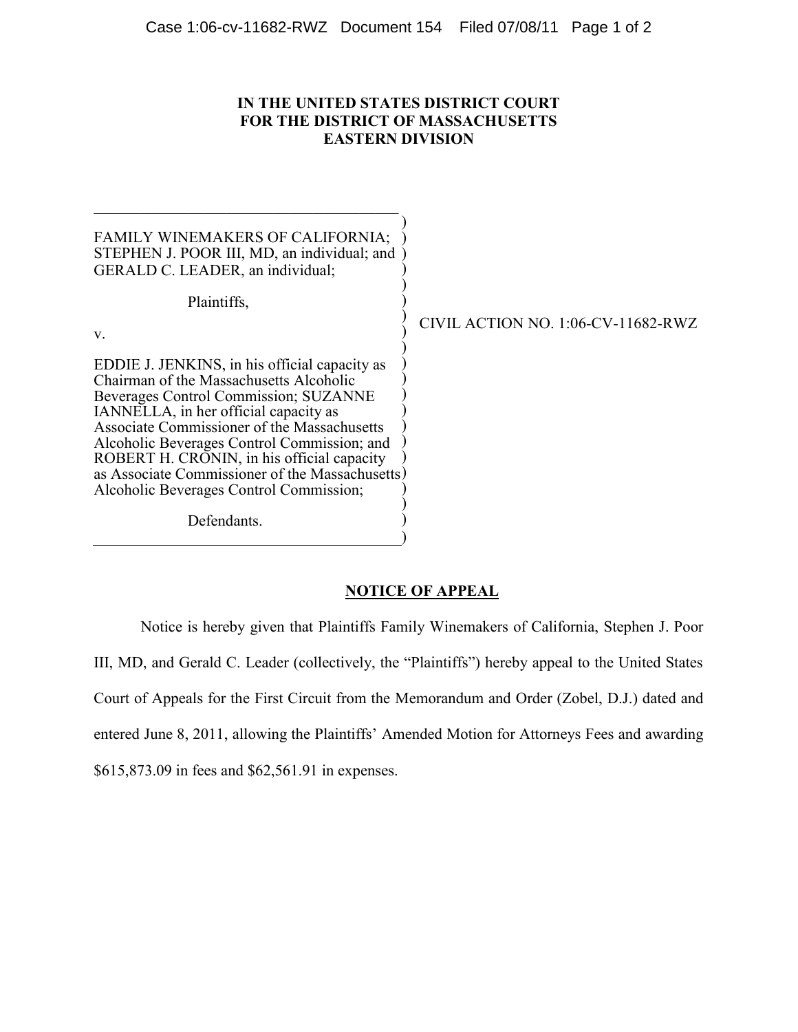# IN THE UNITED STATES DISTRICT COURT FOR THE DISTRICT OF MASSACHUSETTS EASTERN DIVISION

FAMILY WINEMAKERS OF CALIFORNIA; STEPHEN J. POOR III, MD, an individual; and GERALD C. LEADER, an individual;

Plaintiffs,

v.

EDDIE J. JENKINS, in his official capacity as Chairman of the Massachusetts Alcoholic Beverages Control Commission; SUZANNE IANNELLA, in her official capacity as Associate Commissioner of the Massachusetts Alcoholic Beverages Control Commission; and ROBERT H. CRONIN, in his official capacity as Associate Commissioner of the Massachusetts Alcoholic Beverages Control Commission;

Defendants.

CIVIL ACTION NO. 1:06-CV-11682-RWZ

## NOTICE OF APPEAL

Notice is hereby given that Plaintiffs Family Winemakers of California, Stephen J. Poor III, MD, and Gerald C. Leader (collectively, the "Plaintiffs") hereby appeal to the United States Court of Appeals for the First Circuit from the Memorandum and Order (Zobel, D.J.) dated and entered June 8, 2011, allowing the Plaintiffs' Amended Motion for Attorneys Fees and awarding $615,873.09 in fees and $62,561.91 in expenses.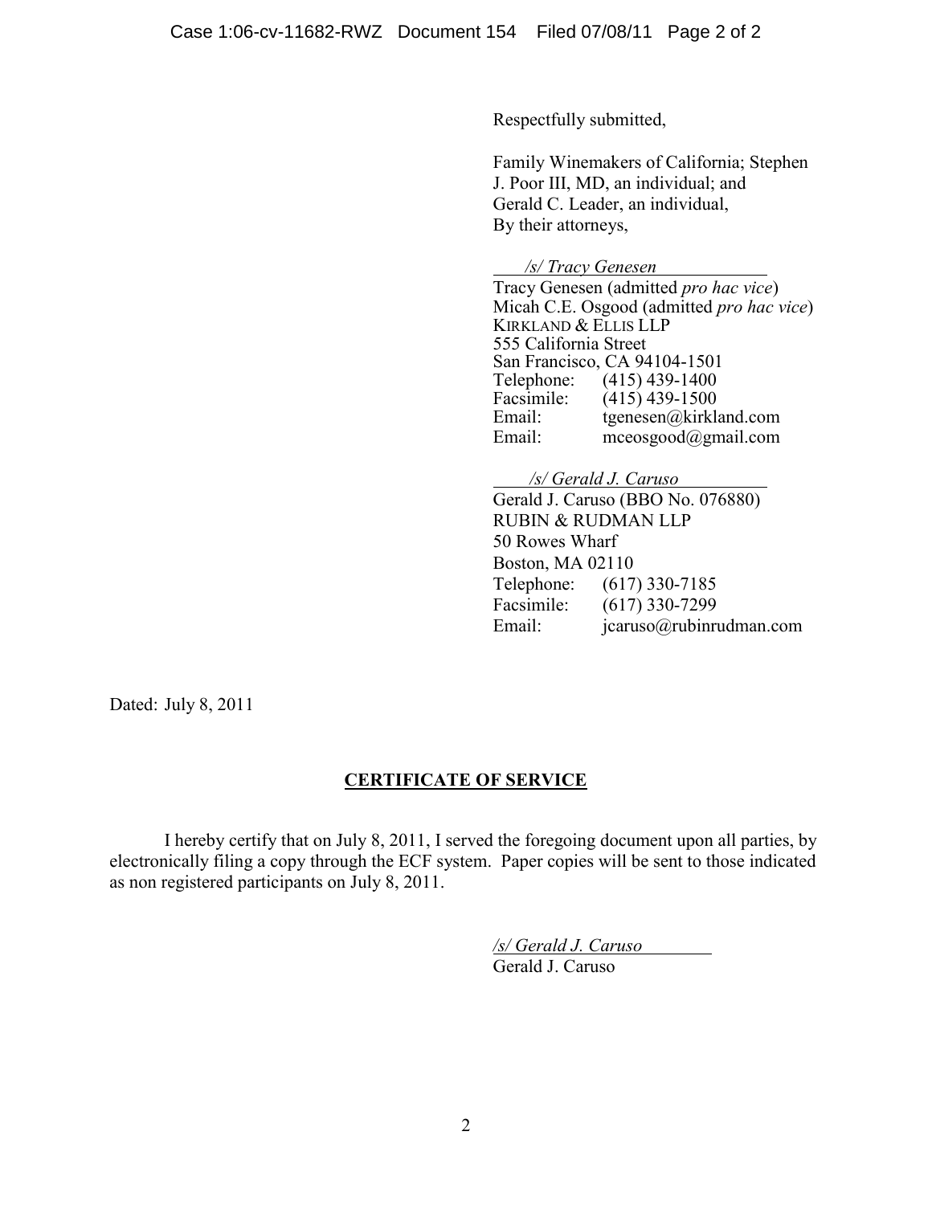Respectfully submitted,

Family Winemakers of California; Stephen J. Poor III, MD, an individual; and Gerald C. Leader, an individual,
By their attorneys,

*/s/ Tracy Genesen*
Tracy Genesen (admitted *pro hac vice*)
Micah C.E. Osgood (admitted *pro hac vice*)
KIRKLAND & ELLIS LLP
555 California Street
San Francisco, CA 94104-1501
Telephone: (415) 439-1400
Facsimile: (415) 439-1500
Email: tgenesen@kirkland.com
Email: mceosgood@gmail.com

*/s/ Gerald J. Caruso*
Gerald J. Caruso (BBO No. 076880)
RUBIN & RUDMAN LLP
50 Rowes Wharf
Boston, MA 02110
Telephone: (617) 330-7185
Facsimile: (617) 330-7299
Email: jcaruso@rubinrudman.com

Dated: July 8, 2011

## CERTIFICATE OF SERVICE

I hereby certify that on July 8, 2011, I served the foregoing document upon all parties, by electronically filing a copy through the ECF system. Paper copies will be sent to those indicated as non registered participants on July 8, 2011.

*/s/ Gerald J. Caruso*
Gerald J. Caruso